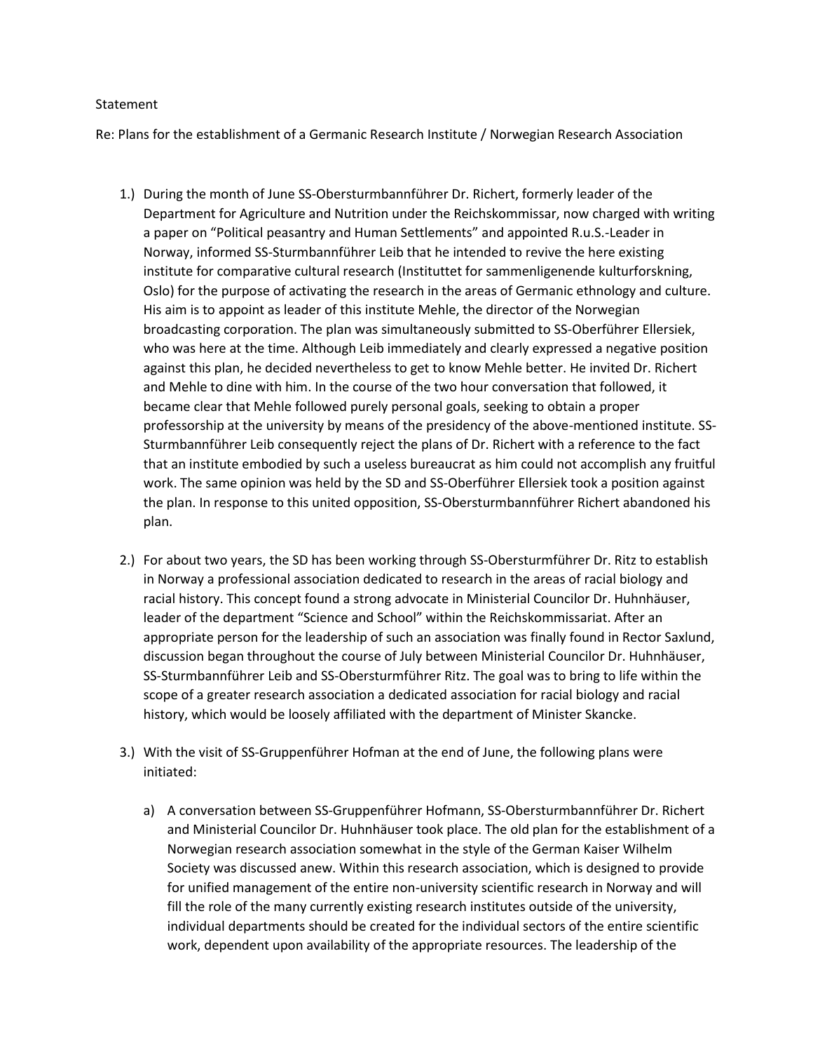Statement

Re: Plans for the establishment of a Germanic Research Institute / Norwegian Research Association

1.) During the month of June SS-Obersturmbannführer Dr. Richert, formerly leader of the Department for Agriculture and Nutrition under the Reichskommissar, now charged with writing a paper on "Political peasantry and Human Settlements" and appointed R.u.S.-Leader in Norway, informed SS-Sturmbannführer Leib that he intended to revive the here existing institute for comparative cultural research (Instituttet for sammenligenende kulturforskning, Oslo) for the purpose of activating the research in the areas of Germanic ethnology and culture. His aim is to appoint as leader of this institute Mehle, the director of the Norwegian broadcasting corporation. The plan was simultaneously submitted to SS-Oberführer Ellersiek, who was here at the time. Although Leib immediately and clearly expressed a negative position against this plan, he decided nevertheless to get to know Mehle better. He invited Dr. Richert and Mehle to dine with him. In the course of the two hour conversation that followed, it became clear that Mehle followed purely personal goals, seeking to obtain a proper professorship at the university by means of the presidency of the above-mentioned institute. SS-Sturmbannführer Leib consequently reject the plans of Dr. Richert with a reference to the fact that an institute embodied by such a useless bureaucrat as him could not accomplish any fruitful work. The same opinion was held by the SD and SS-Oberführer Ellersiek took a position against the plan. In response to this united opposition, SS-Obersturmbannführer Richert abandoned his plan.

2.) For about two years, the SD has been working through SS-Obersturmführer Dr. Ritz to establish in Norway a professional association dedicated to research in the areas of racial biology and racial history. This concept found a strong advocate in Ministerial Councilor Dr. Huhnhäuser, leader of the department "Science and School" within the Reichskommissariat. After an appropriate person for the leadership of such an association was finally found in Rector Saxlund, discussion began throughout the course of July between Ministerial Councilor Dr. Huhnhäuser, SS-Sturmbannführer Leib and SS-Obersturmführer Ritz. The goal was to bring to life within the scope of a greater research association a dedicated association for racial biology and racial history, which would be loosely affiliated with the department of Minister Skancke.

3.) With the visit of SS-Gruppenführer Hofman at the end of June, the following plans were initiated:

   a) A conversation between SS-Gruppenführer Hofmann, SS-Obersturmbannführer Dr. Richert and Ministerial Councilor Dr. Huhnhäuser took place. The old plan for the establishment of a Norwegian research association somewhat in the style of the German Kaiser Wilhelm Society was discussed anew. Within this research association, which is designed to provide for unified management of the entire non-university scientific research in Norway and will fill the role of the many currently existing research institutes outside of the university, individual departments should be created for the individual sectors of the entire scientific work, dependent upon availability of the appropriate resources. The leadership of the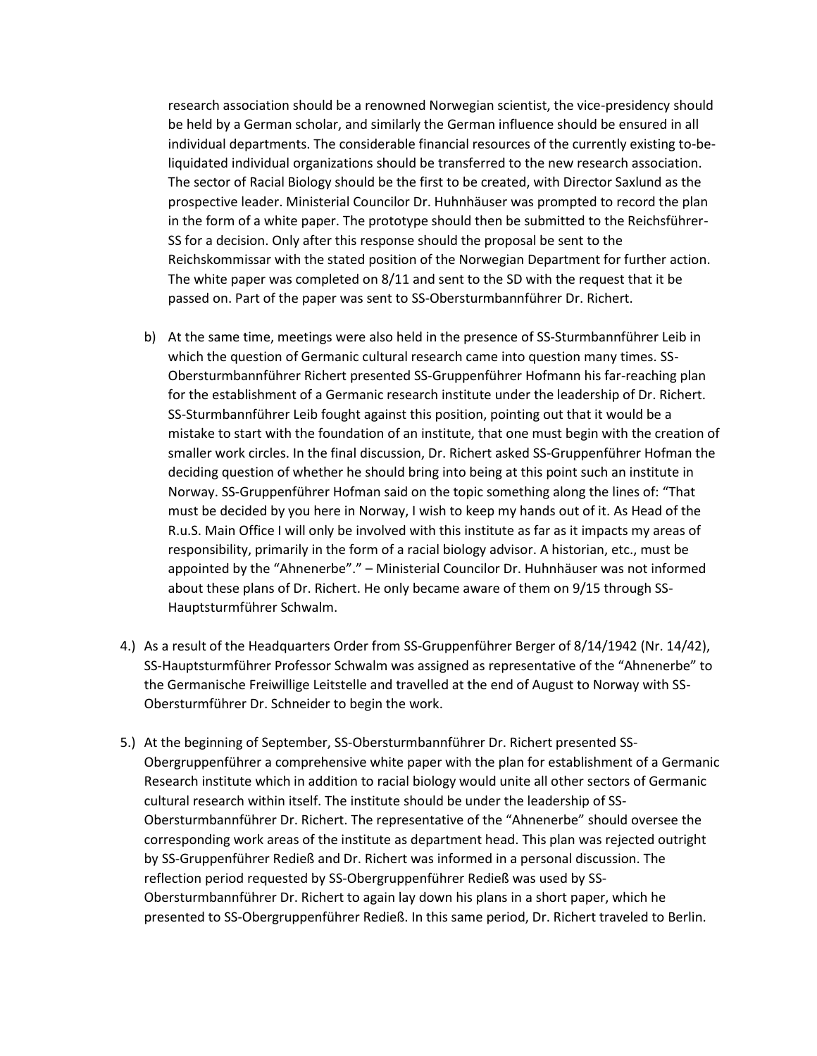research association should be a renowned Norwegian scientist, the vice-presidency should be held by a German scholar, and similarly the German influence should be ensured in all individual departments. The considerable financial resources of the currently existing to-be-liquidated individual organizations should be transferred to the new research association. The sector of Racial Biology should be the first to be created, with Director Saxlund as the prospective leader. Ministerial Councilor Dr. Huhnhäuser was prompted to record the plan in the form of a white paper. The prototype should then be submitted to the Reichsführer-SS for a decision. Only after this response should the proposal be sent to the Reichskommissar with the stated position of the Norwegian Department for further action. The white paper was completed on 8/11 and sent to the SD with the request that it be passed on. Part of the paper was sent to SS-Obersturmbannführer Dr. Richert.

b) At the same time, meetings were also held in the presence of SS-Sturmbannführer Leib in which the question of Germanic cultural research came into question many times. SS-Obersturmbannführer Richert presented SS-Gruppenführer Hofmann his far-reaching plan for the establishment of a Germanic research institute under the leadership of Dr. Richert. SS-Sturmbannführer Leib fought against this position, pointing out that it would be a mistake to start with the foundation of an institute, that one must begin with the creation of smaller work circles. In the final discussion, Dr. Richert asked SS-Gruppenführer Hofman the deciding question of whether he should bring into being at this point such an institute in Norway. SS-Gruppenführer Hofman said on the topic something along the lines of: "That must be decided by you here in Norway, I wish to keep my hands out of it. As Head of the R.u.S. Main Office I will only be involved with this institute as far as it impacts my areas of responsibility, primarily in the form of a racial biology advisor. A historian, etc., must be appointed by the "Ahnenerbe"." – Ministerial Councilor Dr. Huhnhäuser was not informed about these plans of Dr. Richert. He only became aware of them on 9/15 through SS-Hauptsturmführer Schwalm.

4.) As a result of the Headquarters Order from SS-Gruppenführer Berger of 8/14/1942 (Nr. 14/42), SS-Hauptsturmführer Professor Schwalm was assigned as representative of the "Ahnenerbe" to the Germanische Freiwillige Leitstelle and travelled at the end of August to Norway with SS-Obersturmführer Dr. Schneider to begin the work.

5.) At the beginning of September, SS-Obersturmbannführer Dr. Richert presented SS-Obergruppenführer a comprehensive white paper with the plan for establishment of a Germanic Research institute which in addition to racial biology would unite all other sectors of Germanic cultural research within itself. The institute should be under the leadership of SS-Obersturmbannführer Dr. Richert. The representative of the "Ahnenerbe" should oversee the corresponding work areas of the institute as department head. This plan was rejected outright by SS-Gruppenführer Redieß and Dr. Richert was informed in a personal discussion. The reflection period requested by SS-Obergruppenführer Redieß was used by SS-Obersturmbannführer Dr. Richert to again lay down his plans in a short paper, which he presented to SS-Obergruppenführer Redieß. In this same period, Dr. Richert traveled to Berlin.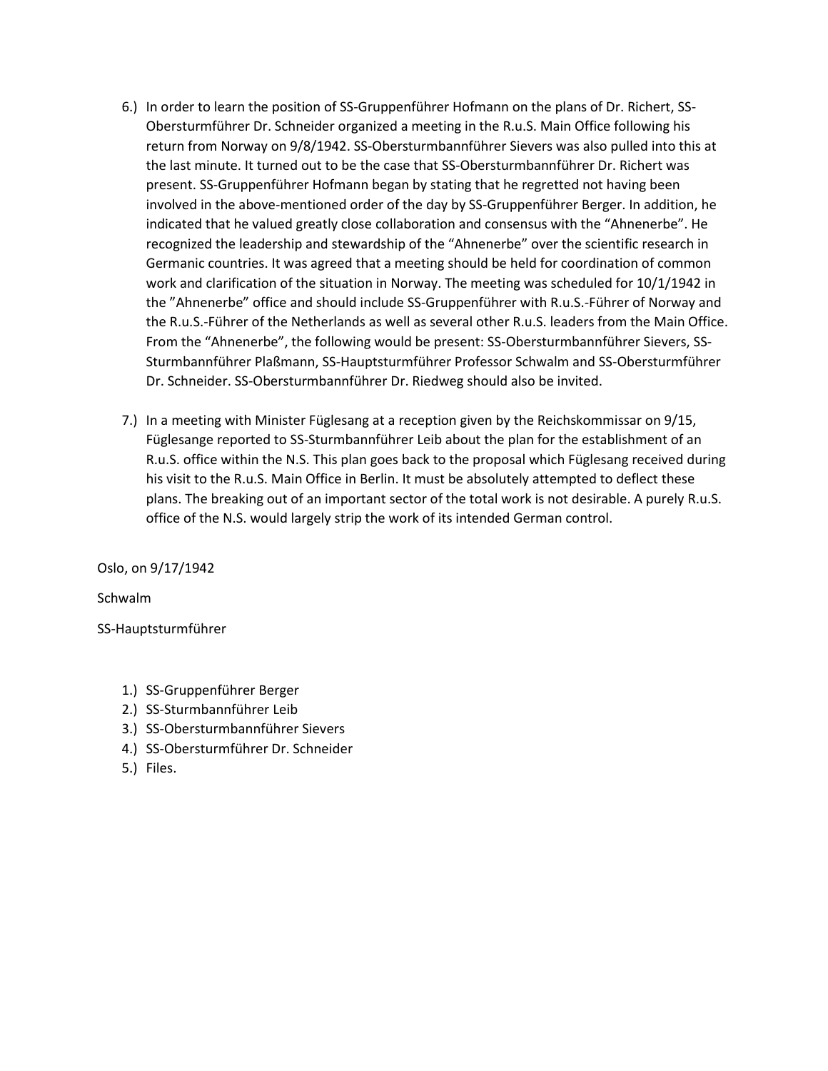6.) In order to learn the position of SS-Gruppenführer Hofmann on the plans of Dr. Richert, SS-Obersturmführer Dr. Schneider organized a meeting in the R.u.S. Main Office following his return from Norway on 9/8/1942. SS-Obersturmbannführer Sievers was also pulled into this at the last minute. It turned out to be the case that SS-Obersturmbannführer Dr. Richert was present. SS-Gruppenführer Hofmann began by stating that he regretted not having been involved in the above-mentioned order of the day by SS-Gruppenführer Berger. In addition, he indicated that he valued greatly close collaboration and consensus with the "Ahnenerbe". He recognized the leadership and stewardship of the "Ahnenerbe" over the scientific research in Germanic countries. It was agreed that a meeting should be held for coordination of common work and clarification of the situation in Norway. The meeting was scheduled for 10/1/1942 in the "Ahnenerbe" office and should include SS-Gruppenführer with R.u.S.-Führer of Norway and the R.u.S.-Führer of the Netherlands as well as several other R.u.S. leaders from the Main Office. From the "Ahnenerbe", the following would be present: SS-Obersturmbannführer Sievers, SS-Sturmbannführer Plaßmann, SS-Hauptsturmführer Professor Schwalm and SS-Obersturmführer Dr. Schneider. SS-Obersturmbannführer Dr. Riedweg should also be invited.

7.) In a meeting with Minister Füglesang at a reception given by the Reichskommissar on 9/15, Füglesange reported to SS-Sturmbannführer Leib about the plan for the establishment of an R.u.S. office within the N.S. This plan goes back to the proposal which Füglesang received during his visit to the R.u.S. Main Office in Berlin. It must be absolutely attempted to deflect these plans. The breaking out of an important sector of the total work is not desirable. A purely R.u.S. office of the N.S. would largely strip the work of its intended German control.

Oslo, on 9/17/1942

Schwalm

SS-Hauptsturmführer

1.) SS-Gruppenführer Berger
2.) SS-Sturmbannführer Leib
3.) SS-Obersturmbannführer Sievers
4.) SS-Obersturmführer Dr. Schneider
5.) Files.